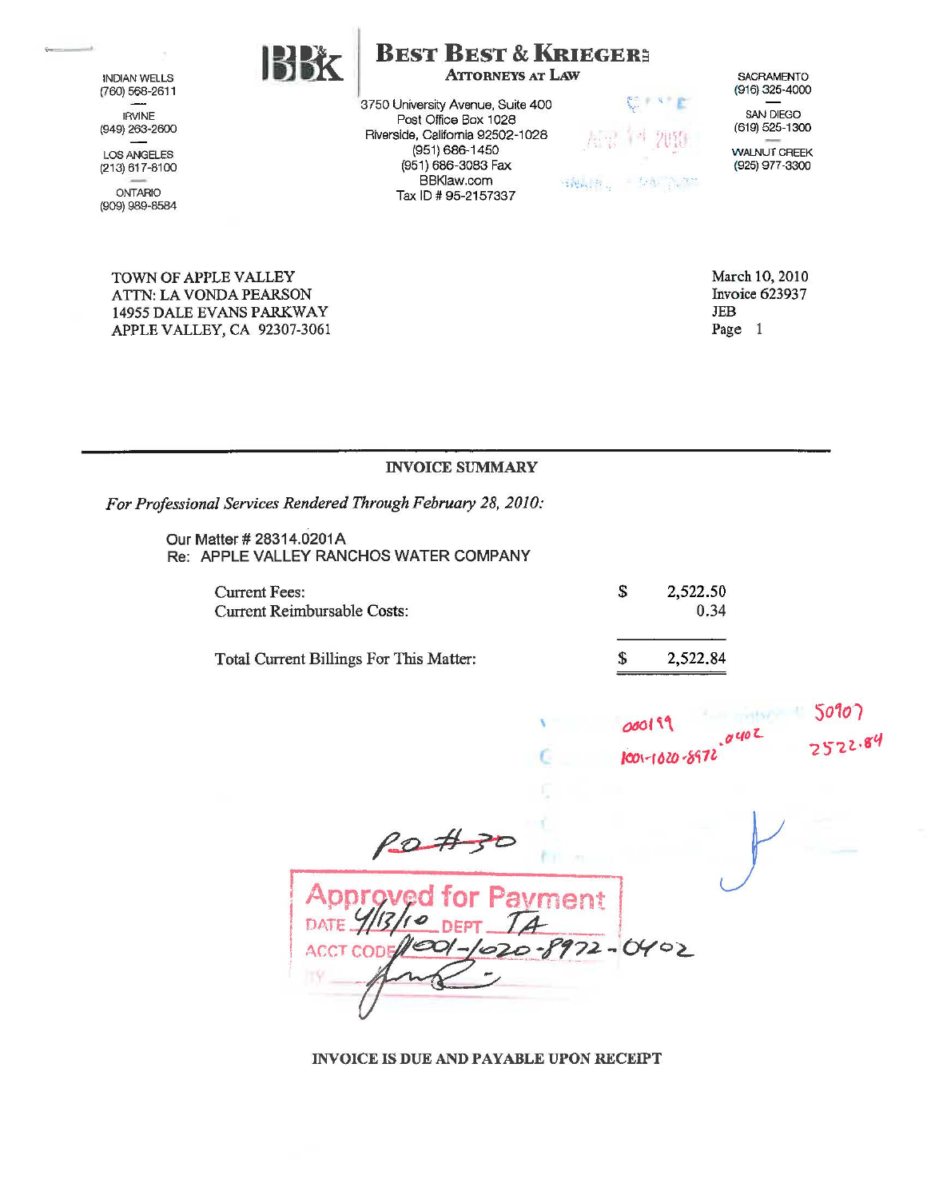INDIAN WELLS
(760) 568-2611

IRVINE
(949) 263-2600

LOS ANGELES
(213) 617-8100

ONTARIO
(909) 989-8584

# BEST BEST & KRIEGER LLP

ATTORNEYS AT LAW

3750 University Avenue, Suite 400
Post Office Box 1028
Riverside, California 92502-1028
(951) 686-1450
(951) 686-3083 Fax
BBKlaw.com
Tax ID # 95-2157337

SACRAMENTO
(916) 325-4000

SAN DIEGO
(619) 525-1300

WALNUT CREEK
(925) 977-3300

TOWN OF APPLE VALLEY
ATTN: LA VONDA PEARSON
14955 DALE EVANS PARKWAY
APPLE VALLEY, CA 92307-3061

March 10, 2010
Invoice 623937
JEB
Page 1

---

## INVOICE SUMMARY

*For Professional Services Rendered Through February 28, 2010:*

Our Matter # 28314.0201A
Re: APPLE VALLEY RANCHOS WATER COMPANY

| | | |
|---|---|---|
| Current Fees: | $ | 2,522.50 |
| Current Reimbursable Costs: | | 0.34 |
| Total Current Billings For This Matter: | $ | 2,522.84 |

000199 1001-1020-8972.0402 50907 2522.84

PO #30

Approved for Payment
DATE 4/13/10 DEPT TA
ACCT CODE 1001-1020-8972-0402
BY

INVOICE IS DUE AND PAYABLE UPON RECEIPT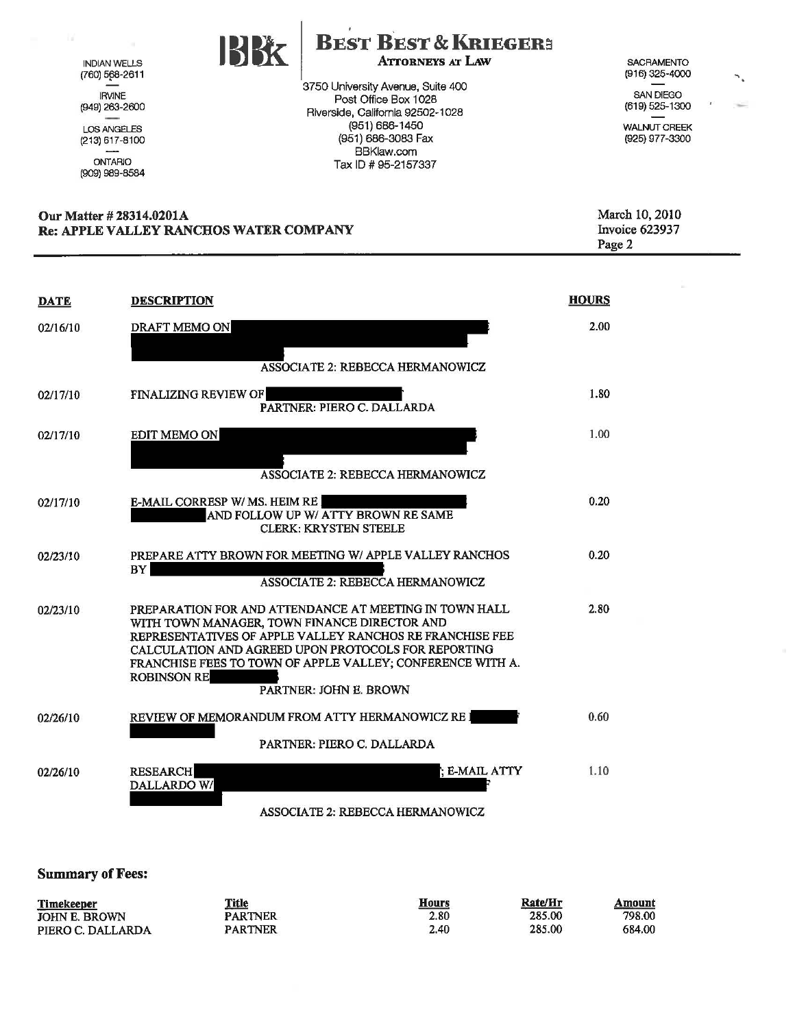INDIAN WELLS
(760) 568-2611

IRVINE
(949) 263-2600

LOS ANGELES
(213) 617-8100

ONTARIO
(909) 989-8584

# BEST BEST & KRIEGER LLP

**ATTORNEYS AT LAW**

3750 University Avenue, Suite 400
Post Office Box 1028
Riverside, California 92502-1028
(951) 686-1450
(951) 686-3083 Fax
BBKlaw.com
Tax ID # 95-2157337

SACRAMENTO
(916) 325-4000

SAN DIEGO
(619) 525-1300

WALNUT CREEK
(925) 977-3300

**Our Matter # 28314.0201A**
**Re: APPLE VALLEY RANCHOS WATER COMPANY**

March 10, 2010
Invoice 623937
Page 2

| DATE | DESCRIPTION | HOURS |
|---|---|---|
| 02/16/10 | DRAFT MEMO ON [REDACTED] <br> ASSOCIATE 2: REBECCA HERMANOWICZ | 2.00 |
| 02/17/10 | FINALIZING REVIEW OF [REDACTED] <br> PARTNER: PIERO C. DALLARDA | 1.80 |
| 02/17/10 | EDIT MEMO ON [REDACTED] <br> ASSOCIATE 2: REBECCA HERMANOWICZ | 1.00 |
| 02/17/10 | E-MAIL CORRESP W/ MS. HEIM RE [REDACTED] AND FOLLOW UP W/ ATTY BROWN RE SAME <br> CLERK: KRYSTEN STEELE | 0.20 |
| 02/23/10 | PREPARE ATTY BROWN FOR MEETING W/ APPLE VALLEY RANCHOS BY [REDACTED] <br> ASSOCIATE 2: REBECCA HERMANOWICZ | 0.20 |
| 02/23/10 | PREPARATION FOR AND ATTENDANCE AT MEETING IN TOWN HALL WITH TOWN MANAGER, TOWN FINANCE DIRECTOR AND REPRESENTATIVES OF APPLE VALLEY RANCHOS RE FRANCHISE FEE CALCULATION AND AGREED UPON PROTOCOLS FOR REPORTING FRANCHISE FEES TO TOWN OF APPLE VALLEY; CONFERENCE WITH A. ROBINSON RE [REDACTED] <br> PARTNER: JOHN E. BROWN | 2.80 |
| 02/26/10 | REVIEW OF MEMORANDUM FROM ATTY HERMANOWICZ RE [REDACTED] <br> PARTNER: PIERO C. DALLARDA | 0.60 |
| 02/26/10 | RESEARCH [REDACTED]; E-MAIL ATTY DALLARDO W/ [REDACTED] <br> ASSOCIATE 2: REBECCA HERMANOWICZ | 1.10 |

## Summary of Fees:

| Timekeeper | Title | Hours | Rate/Hr | Amount |
|---|---|---|---|---|
| JOHN E. BROWN | PARTNER | 2.80 | 285.00 | 798.00 |
| PIERO C. DALLARDA | PARTNER | 2.40 | 285.00 | 684.00 |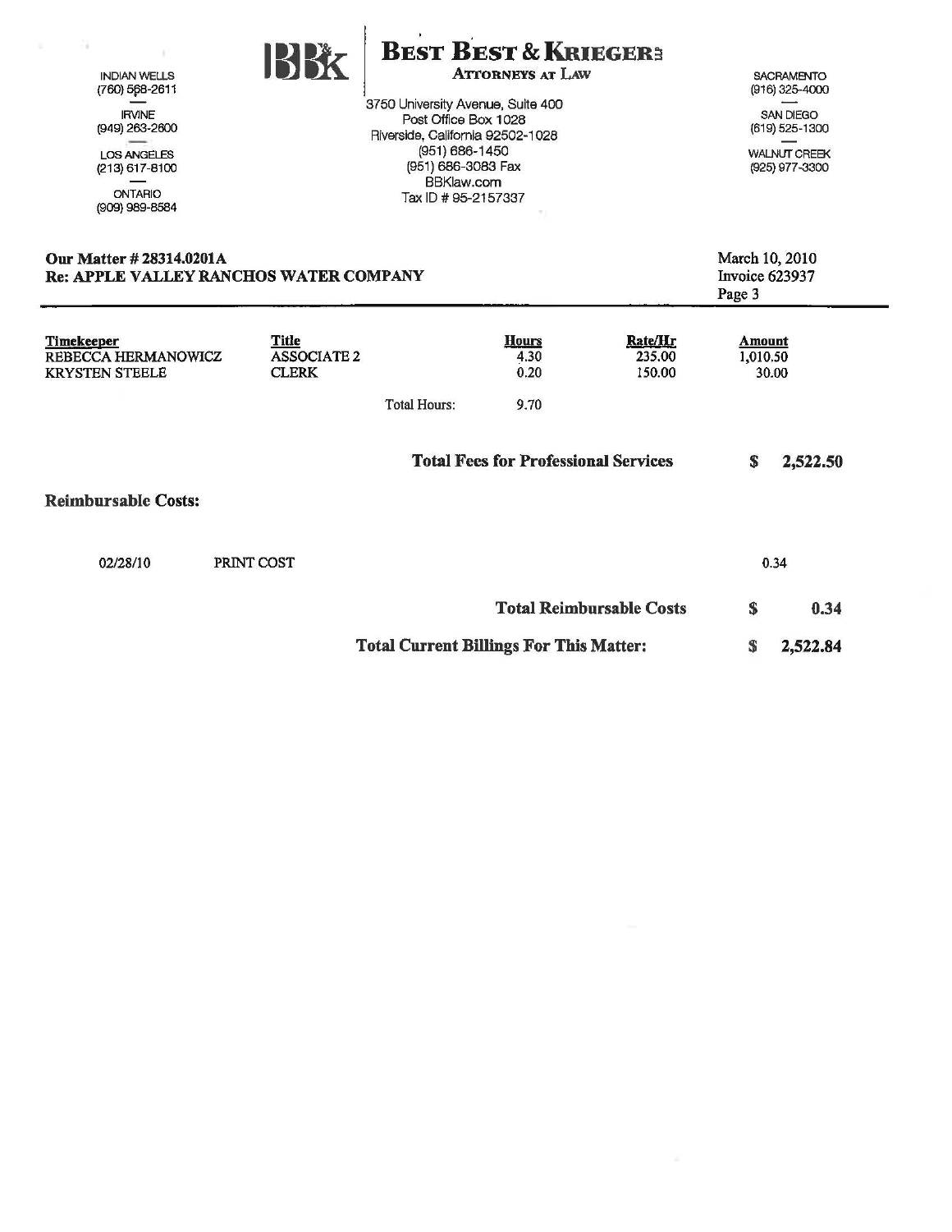INDIAN WELLS
(760) 568-2611

IRVINE
(949) 263-2600

LOS ANGELES
(213) 617-8100

ONTARIO
(909) 989-8584

# BEST BEST & KRIEGER

ATTORNEYS AT LAW

3750 University Avenue, Suite 400
Post Office Box 1028
Riverside, California 92502-1028
(951) 686-1450
(951) 686-3083 Fax
BBKlaw.com
Tax ID # 95-2157337

SACRAMENTO
(916) 325-4000

SAN DIEGO
(619) 525-1300

WALNUT CREEK
(925) 977-3300

**Our Matter # 28314.0201A**
**Re: APPLE VALLEY RANCHOS WATER COMPANY**

March 10, 2010
Invoice 623937

| Timekeeper | Title | Hours | Rate/Hr | Amount |
|---|---|---|---|---|
| REBECCA HERMANOWICZ | ASSOCIATE 2 | 4.30 | 235.00 | 1,010.50 |
| KRYSTEN STEELE | CLERK | 0.20 | 150.00 | 30.00 |
| | Total Hours: | 9.70 | | |

**Total Fees for Professional Services** **$ 2,522.50**

**Reimbursable Costs:**

| | | |
|---|---|---|
| 02/28/10 | PRINT COST | 0.34 |

**Total Reimbursable Costs** **$ 0.34**

**Total Current Billings For This Matter:** **$ 2,522.84**